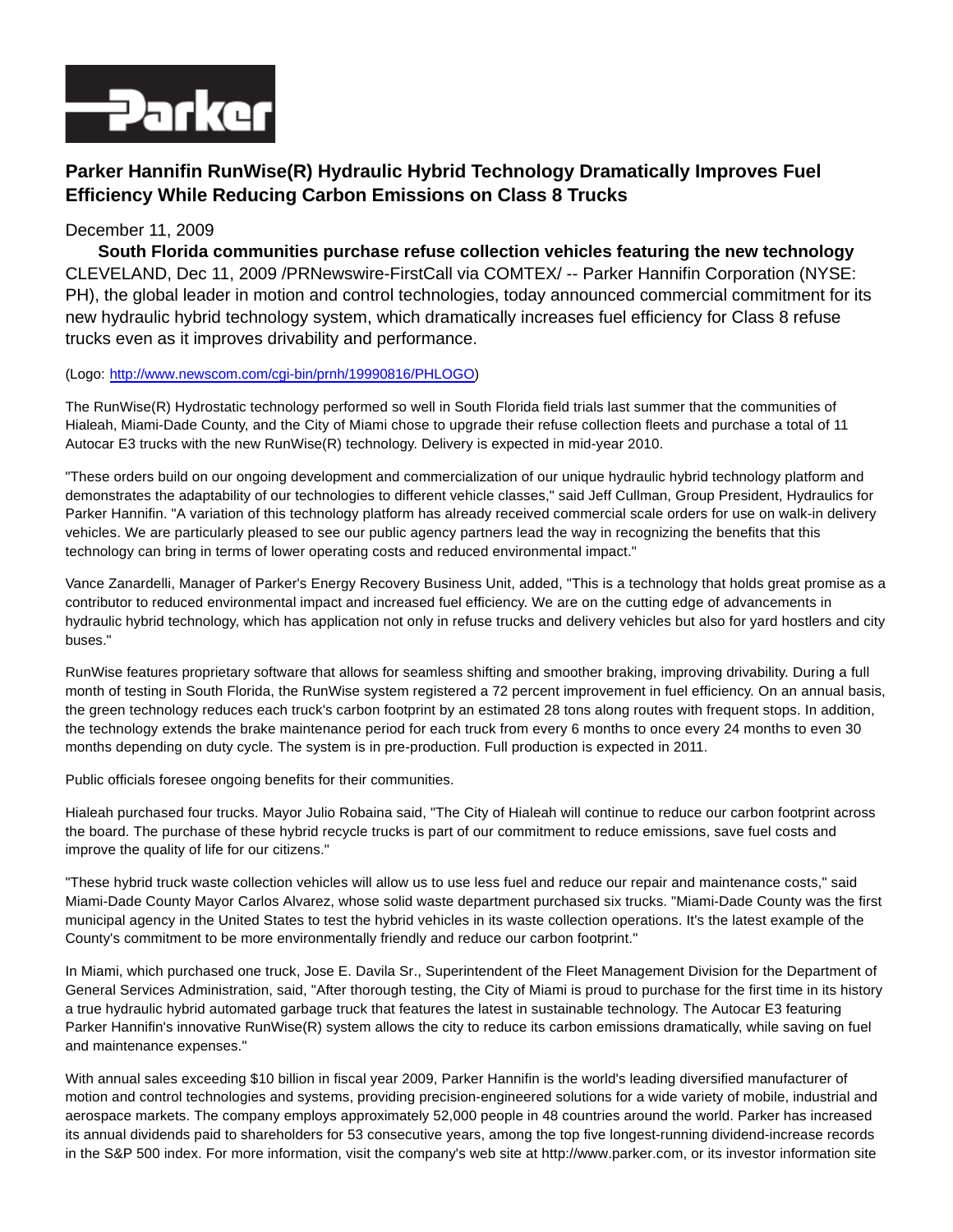# Parker Hannifin RunWise(R) Hydraulic Hybrid Technology Dramatically Improves Fuel Efficiency While Reducing Carbon Emissions on Class 8 Trucks

December 11, 2009

**South Florida communities purchase refuse collection vehicles featuring the new technology**

CLEVELAND, Dec 11, 2009 /PRNewswire-FirstCall via COMTEX/ -- Parker Hannifin Corporation (NYSE: PH), the global leader in motion and control technologies, today announced commercial commitment for its new hydraulic hybrid technology system, which dramatically increases fuel efficiency for Class 8 refuse trucks even as it improves drivability and performance.

(Logo: http://www.newscom.com/cgi-bin/prnh/19990816/PHLOGO)

The RunWise(R) Hydrostatic technology performed so well in South Florida field trials last summer that the communities of Hialeah, Miami-Dade County, and the City of Miami chose to upgrade their refuse collection fleets and purchase a total of 11 Autocar E3 trucks with the new RunWise(R) technology. Delivery is expected in mid-year 2010.

"These orders build on our ongoing development and commercialization of our unique hydraulic hybrid technology platform and demonstrates the adaptability of our technologies to different vehicle classes," said Jeff Cullman, Group President, Hydraulics for Parker Hannifin. "A variation of this technology platform has already received commercial scale orders for use on walk-in delivery vehicles. We are particularly pleased to see our public agency partners lead the way in recognizing the benefits that this technology can bring in terms of lower operating costs and reduced environmental impact."

Vance Zanardelli, Manager of Parker's Energy Recovery Business Unit, added, "This is a technology that holds great promise as a contributor to reduced environmental impact and increased fuel efficiency. We are on the cutting edge of advancements in hydraulic hybrid technology, which has application not only in refuse trucks and delivery vehicles but also for yard hostlers and city buses."

RunWise features proprietary software that allows for seamless shifting and smoother braking, improving drivability. During a full month of testing in South Florida, the RunWise system registered a 72 percent improvement in fuel efficiency. On an annual basis, the green technology reduces each truck's carbon footprint by an estimated 28 tons along routes with frequent stops. In addition, the technology extends the brake maintenance period for each truck from every 6 months to once every 24 months to even 30 months depending on duty cycle. The system is in pre-production. Full production is expected in 2011.

Public officials foresee ongoing benefits for their communities.

Hialeah purchased four trucks. Mayor Julio Robaina said, "The City of Hialeah will continue to reduce our carbon footprint across the board. The purchase of these hybrid recycle trucks is part of our commitment to reduce emissions, save fuel costs and improve the quality of life for our citizens."

"These hybrid truck waste collection vehicles will allow us to use less fuel and reduce our repair and maintenance costs," said Miami-Dade County Mayor Carlos Alvarez, whose solid waste department purchased six trucks. "Miami-Dade County was the first municipal agency in the United States to test the hybrid vehicles in its waste collection operations. It's the latest example of the County's commitment to be more environmentally friendly and reduce our carbon footprint."

In Miami, which purchased one truck, Jose E. Davila Sr., Superintendent of the Fleet Management Division for the Department of General Services Administration, said, "After thorough testing, the City of Miami is proud to purchase for the first time in its history a true hydraulic hybrid automated garbage truck that features the latest in sustainable technology. The Autocar E3 featuring Parker Hannifin's innovative RunWise(R) system allows the city to reduce its carbon emissions dramatically, while saving on fuel and maintenance expenses."

With annual sales exceeding $10 billion in fiscal year 2009, Parker Hannifin is the world's leading diversified manufacturer of motion and control technologies and systems, providing precision-engineered solutions for a wide variety of mobile, industrial and aerospace markets. The company employs approximately 52,000 people in 48 countries around the world. Parker has increased its annual dividends paid to shareholders for 53 consecutive years, among the top five longest-running dividend-increase records in the S&P 500 index. For more information, visit the company's web site at http://www.parker.com, or its investor information site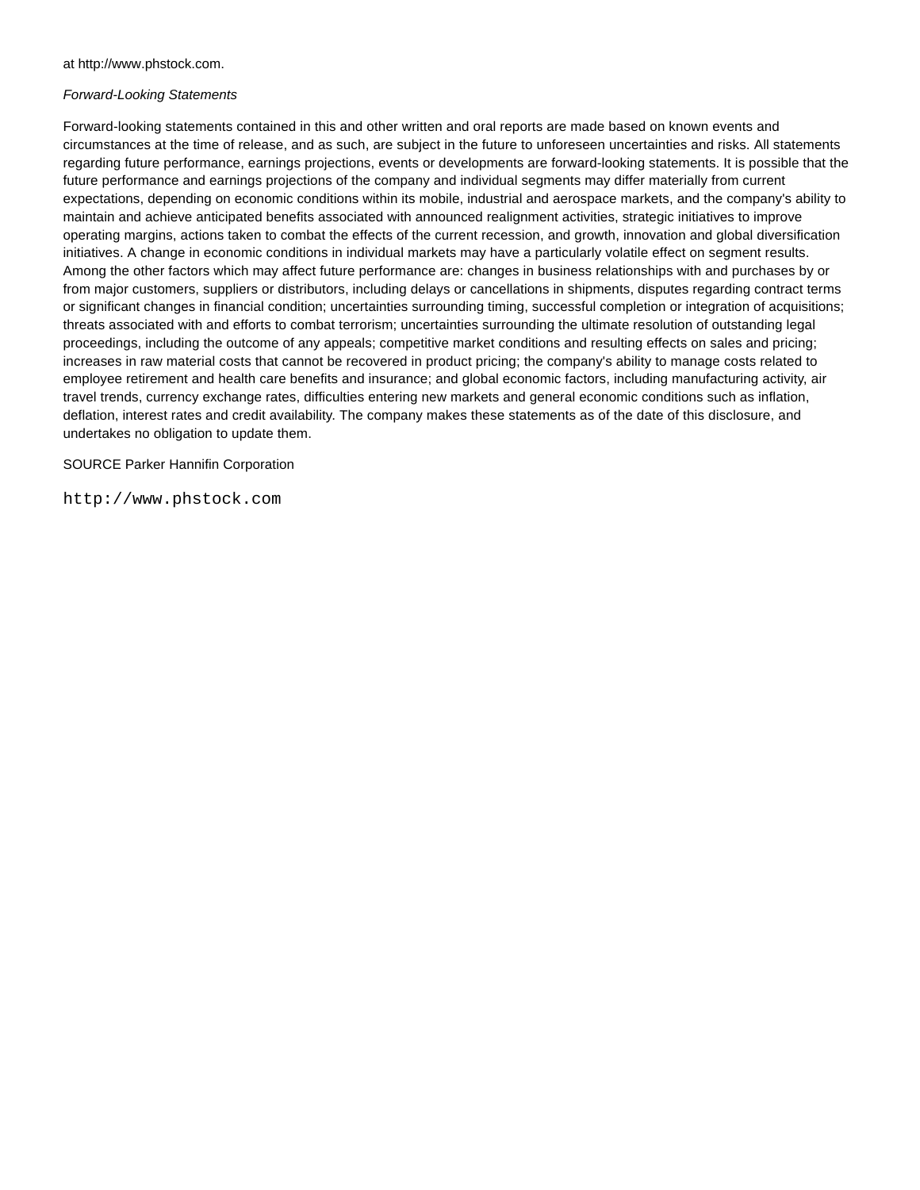at http://www.phstock.com.

*Forward-Looking Statements*

Forward-looking statements contained in this and other written and oral reports are made based on known events and circumstances at the time of release, and as such, are subject in the future to unforeseen uncertainties and risks. All statements regarding future performance, earnings projections, events or developments are forward-looking statements. It is possible that the future performance and earnings projections of the company and individual segments may differ materially from current expectations, depending on economic conditions within its mobile, industrial and aerospace markets, and the company's ability to maintain and achieve anticipated benefits associated with announced realignment activities, strategic initiatives to improve operating margins, actions taken to combat the effects of the current recession, and growth, innovation and global diversification initiatives. A change in economic conditions in individual markets may have a particularly volatile effect on segment results. Among the other factors which may affect future performance are: changes in business relationships with and purchases by or from major customers, suppliers or distributors, including delays or cancellations in shipments, disputes regarding contract terms or significant changes in financial condition; uncertainties surrounding timing, successful completion or integration of acquisitions; threats associated with and efforts to combat terrorism; uncertainties surrounding the ultimate resolution of outstanding legal proceedings, including the outcome of any appeals; competitive market conditions and resulting effects on sales and pricing; increases in raw material costs that cannot be recovered in product pricing; the company's ability to manage costs related to employee retirement and health care benefits and insurance; and global economic factors, including manufacturing activity, air travel trends, currency exchange rates, difficulties entering new markets and general economic conditions such as inflation, deflation, interest rates and credit availability. The company makes these statements as of the date of this disclosure, and undertakes no obligation to update them.

SOURCE Parker Hannifin Corporation

http://www.phstock.com